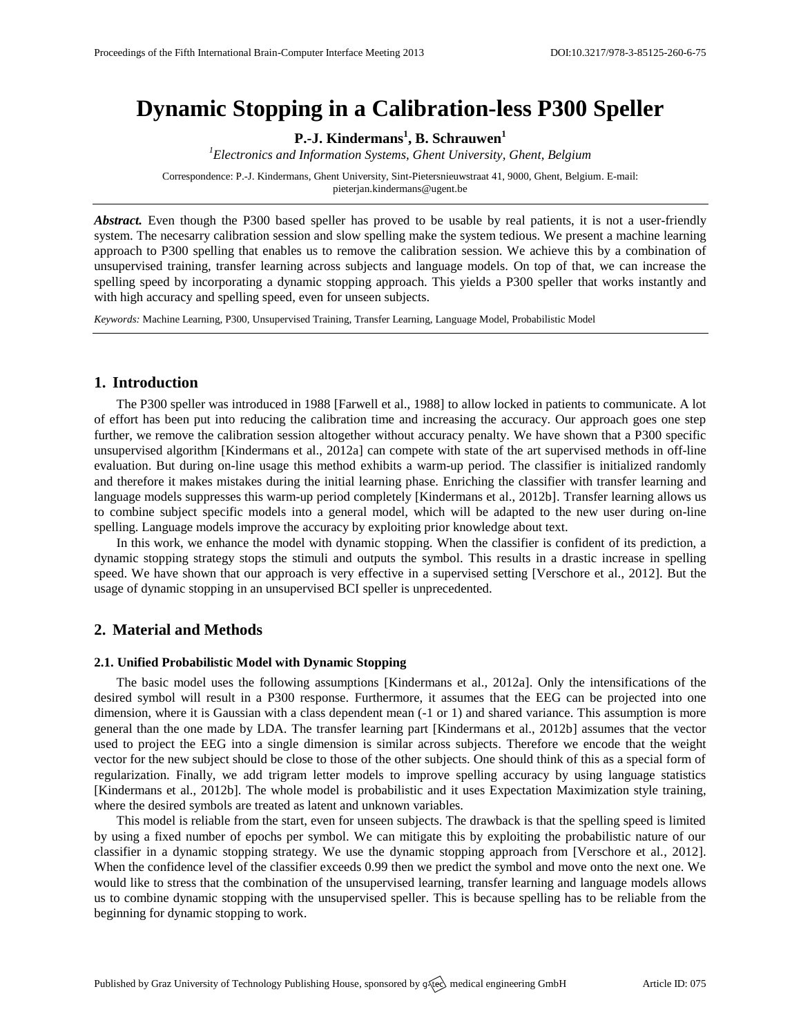# Dynamic Stopping in a Calibration-less P300 Speller

**P.-J. Kindermans[1], B. Schrauwen[1]**

[1] *Electronics and Information Systems, Ghent University, Ghent, Belgium*

Correspondence: P.-J. Kindermans, Ghent University, Sint-Pietersnieuwstraat 41, 9000, Ghent, Belgium. E-mail: pieterjan.kindermans@ugent.be

***Abstract.*** Even though the P300 based speller has proved to be usable by real patients, it is not a user-friendly system. The necesarry calibration session and slow spelling make the system tedious. We present a machine learning approach to P300 spelling that enables us to remove the calibration session. We achieve this by a combination of unsupervised training, transfer learning across subjects and language models. On top of that, we can increase the spelling speed by incorporating a dynamic stopping approach. This yields a P300 speller that works instantly and with high accuracy and spelling speed, even for unseen subjects.

*Keywords:* Machine Learning, P300, Unsupervised Training, Transfer Learning, Language Model, Probabilistic Model

## 1. Introduction

The P300 speller was introduced in 1988 [Farwell et al., 1988] to allow locked in patients to communicate. A lot of effort has been put into reducing the calibration time and increasing the accuracy. Our approach goes one step further, we remove the calibration session altogether without accuracy penalty. We have shown that a P300 specific unsupervised algorithm [Kindermans et al., 2012a] can compete with state of the art supervised methods in off-line evaluation. But during on-line usage this method exhibits a warm-up period. The classifier is initialized randomly and therefore it makes mistakes during the initial learning phase. Enriching the classifier with transfer learning and language models suppresses this warm-up period completely [Kindermans et al., 2012b]. Transfer learning allows us to combine subject specific models into a general model, which will be adapted to the new user during on-line spelling. Language models improve the accuracy by exploiting prior knowledge about text.

In this work, we enhance the model with dynamic stopping. When the classifier is confident of its prediction, a dynamic stopping strategy stops the stimuli and outputs the symbol. This results in a drastic increase in spelling speed. We have shown that our approach is very effective in a supervised setting [Verschore et al., 2012]. But the usage of dynamic stopping in an unsupervised BCI speller is unprecedented.

## 2. Material and Methods

### 2.1. Unified Probabilistic Model with Dynamic Stopping

The basic model uses the following assumptions [Kindermans et al., 2012a]. Only the intensifications of the desired symbol will result in a P300 response. Furthermore, it assumes that the EEG can be projected into one dimension, where it is Gaussian with a class dependent mean (-1 or 1) and shared variance. This assumption is more general than the one made by LDA. The transfer learning part [Kindermans et al., 2012b] assumes that the vector used to project the EEG into a single dimension is similar across subjects. Therefore we encode that the weight vector for the new subject should be close to those of the other subjects. One should think of this as a special form of regularization. Finally, we add trigram letter models to improve spelling accuracy by using language statistics [Kindermans et al., 2012b]. The whole model is probabilistic and it uses Expectation Maximization style training, where the desired symbols are treated as latent and unknown variables.

This model is reliable from the start, even for unseen subjects. The drawback is that the spelling speed is limited by using a fixed number of epochs per symbol. We can mitigate this by exploiting the probabilistic nature of our classifier in a dynamic stopping strategy. We use the dynamic stopping approach from [Verschore et al., 2012]. When the confidence level of the classifier exceeds 0.99 then we predict the symbol and move onto the next one. We would like to stress that the combination of the unsupervised learning, transfer learning and language models allows us to combine dynamic stopping with the unsupervised speller. This is because spelling has to be reliable from the beginning for dynamic stopping to work.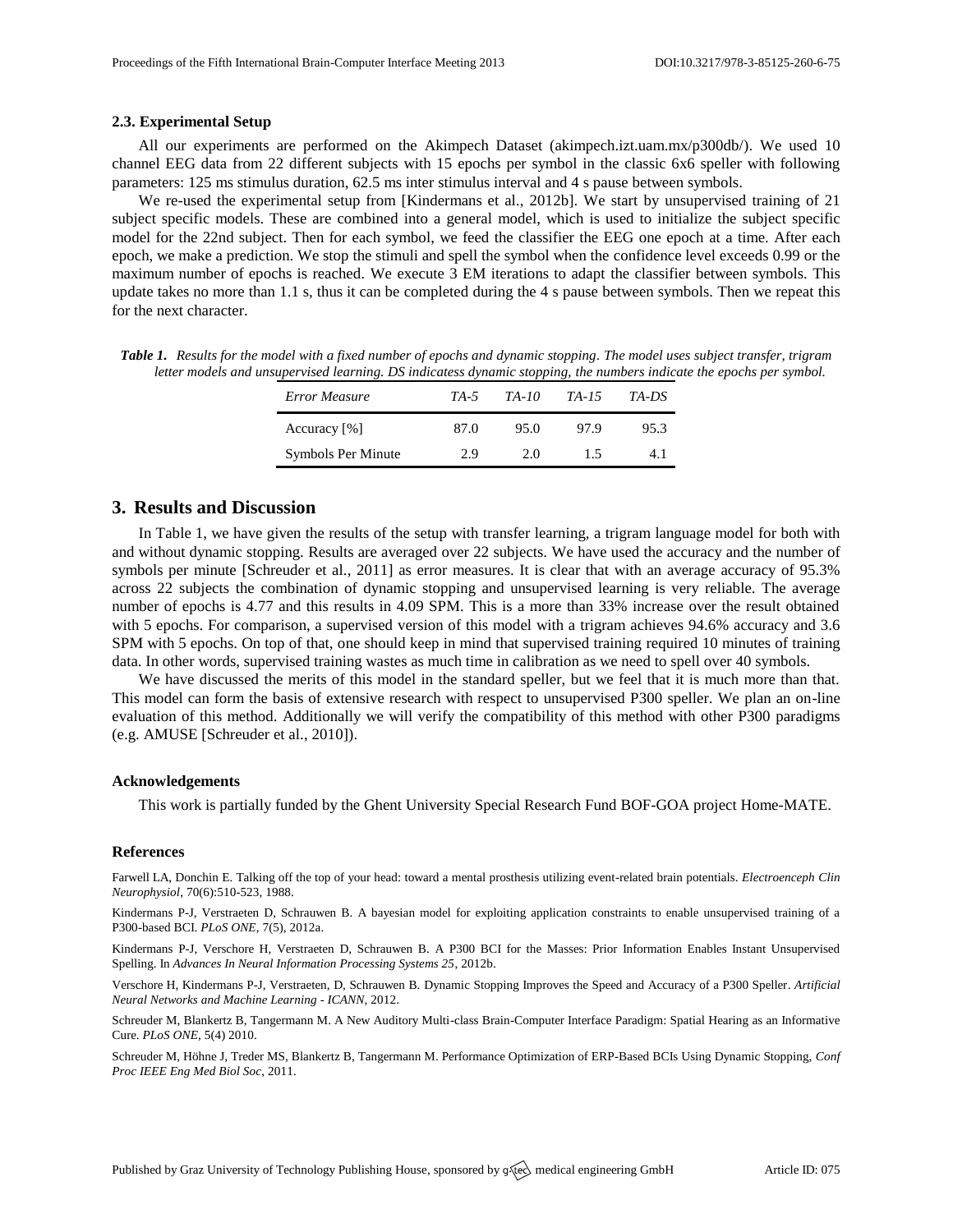### 2.3. Experimental Setup

All our experiments are performed on the Akimpech Dataset (akimpech.izt.uam.mx/p300db/). We used 10 channel EEG data from 22 different subjects with 15 epochs per symbol in the classic 6x6 speller with following parameters: 125 ms stimulus duration, 62.5 ms inter stimulus interval and 4 s pause between symbols.

We re-used the experimental setup from [Kindermans et al., 2012b]. We start by unsupervised training of 21 subject specific models. These are combined into a general model, which is used to initialize the subject specific model for the 22nd subject. Then for each symbol, we feed the classifier the EEG one epoch at a time. After each epoch, we make a prediction. We stop the stimuli and spell the symbol when the confidence level exceeds 0.99 or the maximum number of epochs is reached. We execute 3 EM iterations to adapt the classifier between symbols. This update takes no more than 1.1 s, thus it can be completed during the 4 s pause between symbols. Then we repeat this for the next character.

***Table 1.*** *Results for the model with a fixed number of epochs and dynamic stopping. The model uses subject transfer, trigram letter models and unsupervised learning. DS indicatess dynamic stopping, the numbers indicate the epochs per symbol.*

| *Error Measure* | *TA-5* | *TA-10* | *TA-15* | *TA-DS* |
|---|---|---|---|---|
| Accuracy [%] | 87.0 | 95.0 | 97.9 | 95.3 |
| Symbols Per Minute | 2.9 | 2.0 | 1.5 | 4.1 |

## 3. Results and Discussion

In Table 1, we have given the results of the setup with transfer learning, a trigram language model for both with and without dynamic stopping. Results are averaged over 22 subjects. We have used the accuracy and the number of symbols per minute [Schreuder et al., 2011] as error measures. It is clear that with an average accuracy of 95.3% across 22 subjects the combination of dynamic stopping and unsupervised learning is very reliable. The average number of epochs is 4.77 and this results in 4.09 SPM. This is a more than 33% increase over the result obtained with 5 epochs. For comparison, a supervised version of this model with a trigram achieves 94.6% accuracy and 3.6 SPM with 5 epochs. On top of that, one should keep in mind that supervised training required 10 minutes of training data. In other words, supervised training wastes as much time in calibration as we need to spell over 40 symbols.

We have discussed the merits of this model in the standard speller, but we feel that it is much more than that. This model can form the basis of extensive research with respect to unsupervised P300 speller. We plan an on-line evaluation of this method. Additionally we will verify the compatibility of this method with other P300 paradigms (e.g. AMUSE [Schreuder et al., 2010]).

### Acknowledgements

This work is partially funded by the Ghent University Special Research Fund BOF-GOA project Home-MATE.

### References

Farwell LA, Donchin E. Talking off the top of your head: toward a mental prosthesis utilizing event-related brain potentials. *Electroenceph Clin Neurophysiol*, 70(6):510-523, 1988.

Kindermans P-J, Verstraeten D, Schrauwen B. A bayesian model for exploiting application constraints to enable unsupervised training of a P300-based BCI. *PLoS ONE*, 7(5), 2012a.

Kindermans P-J, Verschore H, Verstraeten D, Schrauwen B. A P300 BCI for the Masses: Prior Information Enables Instant Unsupervised Spelling. In *Advances In Neural Information Processing Systems 25*, 2012b.

Verschore H, Kindermans P-J, Verstraeten, D, Schrauwen B. Dynamic Stopping Improves the Speed and Accuracy of a P300 Speller. *Artificial Neural Networks and Machine Learning - ICANN*, 2012.

Schreuder M, Blankertz B, Tangermann M. A New Auditory Multi-class Brain-Computer Interface Paradigm: Spatial Hearing as an Informative Cure. *PLoS ONE*, 5(4) 2010.

Schreuder M, Höhne J, Treder MS, Blankertz B, Tangermann M. Performance Optimization of ERP-Based BCIs Using Dynamic Stopping, *Conf Proc IEEE Eng Med Biol Soc*, 2011.